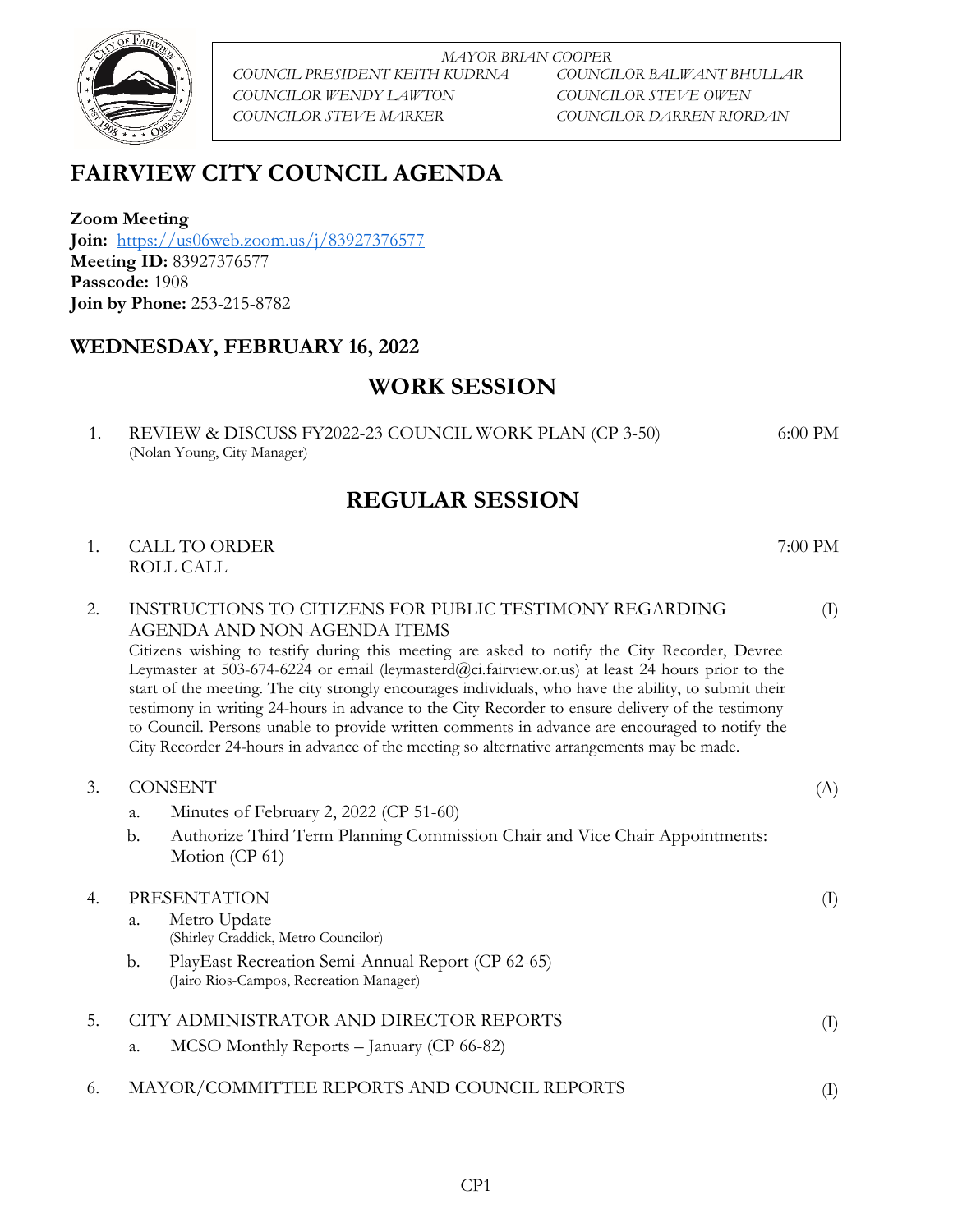*MAYOR BRIAN COOPER*

*COUNCIL PRESIDENT KEITH KUDRNA* — *COUNCILOR BALWANT BHULLAR*

*COUNCILOR WENDY LAWTON* — *COUNCILOR STEVE OWEN*

*COUNCILOR STEVE MARKER* — *COUNCILOR DARREN RIORDAN*

# FAIRVIEW CITY COUNCIL AGENDA

**Zoom Meeting**
**Join:** https://us06web.zoom.us/j/83927376577
**Meeting ID:** 83927376577
**Passcode:** 1908
**Join by Phone:** 253-215-8782

## WEDNESDAY, FEBRUARY 16, 2022

## WORK SESSION

1. REVIEW & DISCUSS FY2022-23 COUNCIL WORK PLAN (CP 3-50) — 6:00 PM
   (Nolan Young, City Manager)

## REGULAR SESSION

1. CALL TO ORDER — 7:00 PM
   ROLL CALL

2. INSTRUCTIONS TO CITIZENS FOR PUBLIC TESTIMONY REGARDING AGENDA AND NON-AGENDA ITEMS — (I)
   Citizens wishing to testify during this meeting are asked to notify the City Recorder, Devree Leymaster at 503-674-6224 or email (leymasterd@ci.fairview.or.us) at least 24 hours prior to the start of the meeting. The city strongly encourages individuals, who have the ability, to submit their testimony in writing 24-hours in advance to the City Recorder to ensure delivery of the testimony to Council. Persons unable to provide written comments in advance are encouraged to notify the City Recorder 24-hours in advance of the meeting so alternative arrangements may be made.

3. CONSENT — (A)
   a. Minutes of February 2, 2022 (CP 51-60)
   b. Authorize Third Term Planning Commission Chair and Vice Chair Appointments: Motion (CP 61)

4. PRESENTATION — (I)
   a. Metro Update
      (Shirley Craddick, Metro Councilor)
   b. PlayEast Recreation Semi-Annual Report (CP 62-65)
      (Jairo Rios-Campos, Recreation Manager)

5. CITY ADMINISTRATOR AND DIRECTOR REPORTS — (I)
   a. MCSO Monthly Reports – January (CP 66-82)

6. MAYOR/COMMITTEE REPORTS AND COUNCIL REPORTS — (I)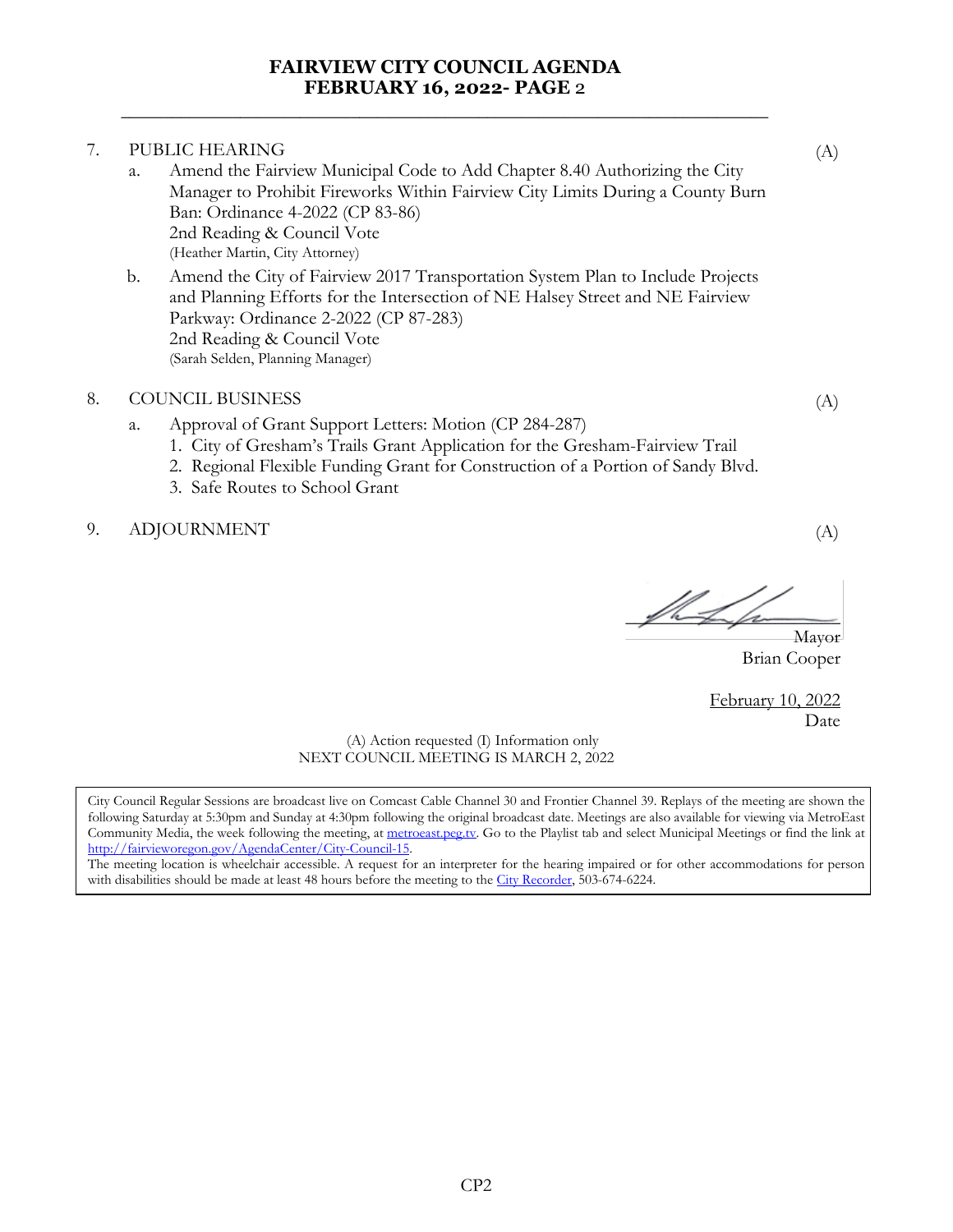7. PUBLIC HEARING (A)
   a. Amend the Fairview Municipal Code to Add Chapter 8.40 Authorizing the City Manager to Prohibit Fireworks Within Fairview City Limits During a County Burn Ban: Ordinance 4-2022 (CP 83-86)
      2nd Reading & Council Vote
      (Heather Martin, City Attorney)
   b. Amend the City of Fairview 2017 Transportation System Plan to Include Projects and Planning Efforts for the Intersection of NE Halsey Street and NE Fairview Parkway: Ordinance 2-2022 (CP 87-283)
      2nd Reading & Council Vote
      (Sarah Selden, Planning Manager)

8. COUNCIL BUSINESS (A)
   a. Approval of Grant Support Letters: Motion (CP 284-287)
      1. City of Gresham's Trails Grant Application for the Gresham-Fairview Trail
      2. Regional Flexible Funding Grant for Construction of a Portion of Sandy Blvd.
      3. Safe Routes to School Grant

9. ADJOURNMENT (A)

Mayor
Brian Cooper

February 10, 2022
Date

(A) Action requested (I) Information only
NEXT COUNCIL MEETING IS MARCH 2, 2022

City Council Regular Sessions are broadcast live on Comcast Cable Channel 30 and Frontier Channel 39. Replays of the meeting are shown the following Saturday at 5:30pm and Sunday at 4:30pm following the original broadcast date. Meetings are also available for viewing via MetroEast Community Media, the week following the meeting, at metroeast.peg.tv. Go to the Playlist tab and select Municipal Meetings or find the link at http://fairvieworegon.gov/AgendaCenter/City-Council-15.
The meeting location is wheelchair accessible. A request for an interpreter for the hearing impaired or for other accommodations for person with disabilities should be made at least 48 hours before the meeting to the City Recorder, 503-674-6224.